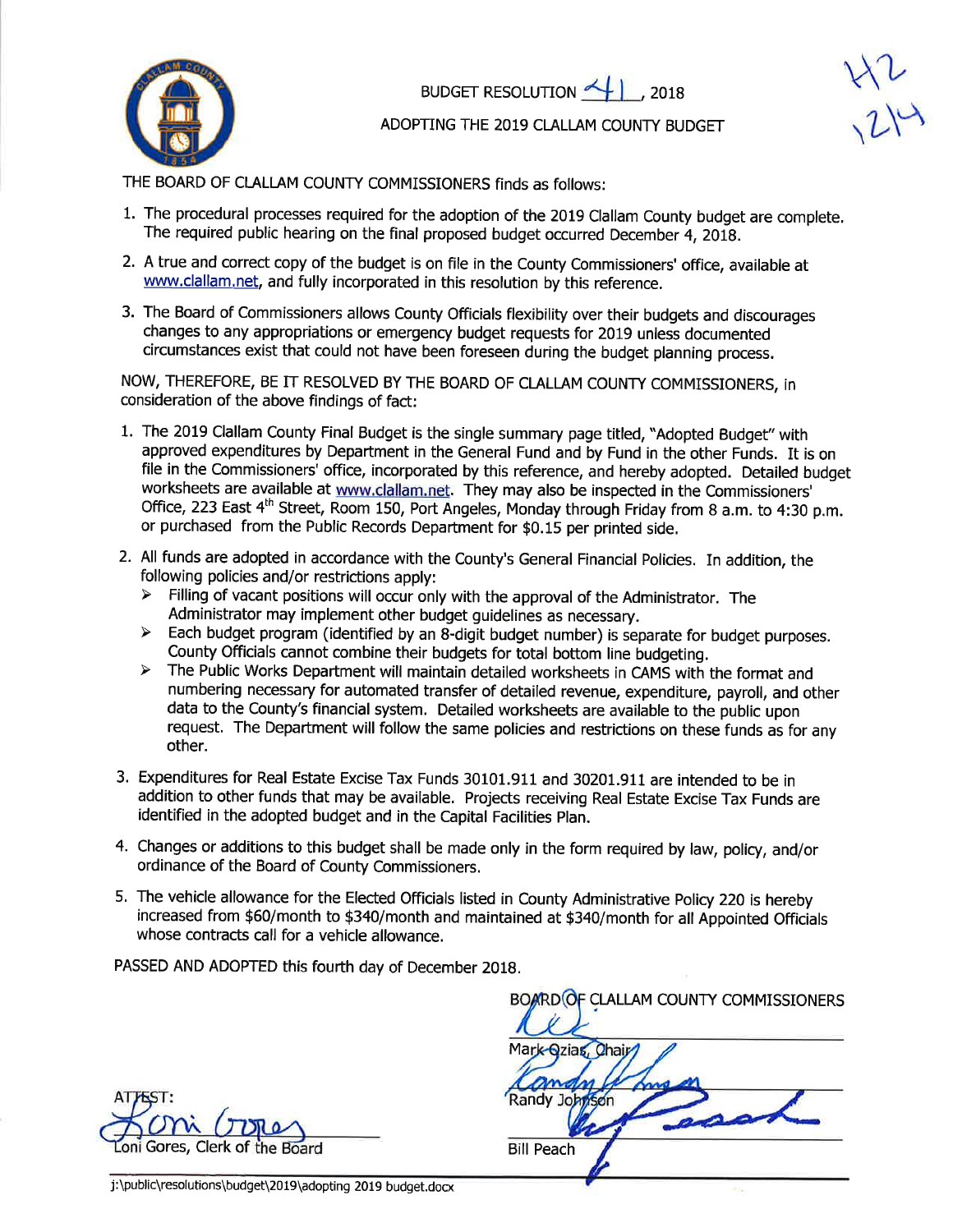# BUDGET RESOLUTION 41, 2018

## ADOPTING THE 2019 CLALLAM COUNTY BUDGET

H2
12/4

THE BOARD OF CLALLAM COUNTY COMMISSIONERS finds as follows:

1. The procedural processes required for the adoption of the 2019 Clallam County budget are complete. The required public hearing on the final proposed budget occurred December 4, 2018.
2. A true and correct copy of the budget is on file in the County Commissioners' office, available at www.clallam.net, and fully incorporated in this resolution by this reference.
3. The Board of Commissioners allows County Officials flexibility over their budgets and discourages changes to any appropriations or emergency budget requests for 2019 unless documented circumstances exist that could not have been foreseen during the budget planning process.

NOW, THEREFORE, BE IT RESOLVED BY THE BOARD OF CLALLAM COUNTY COMMISSIONERS, in consideration of the above findings of fact:

1. The 2019 Clallam County Final Budget is the single summary page titled, "Adopted Budget" with approved expenditures by Department in the General Fund and by Fund in the other Funds. It is on file in the Commissioners' office, incorporated by this reference, and hereby adopted. Detailed budget worksheets are available at www.clallam.net. They may also be inspected in the Commissioners' Office, 223 East 4th Street, Room 150, Port Angeles, Monday through Friday from 8 a.m. to 4:30 p.m. or purchased from the Public Records Department for $0.15 per printed side.
2. All funds are adopted in accordance with the County's General Financial Policies. In addition, the following policies and/or restrictions apply:
   - Filling of vacant positions will occur only with the approval of the Administrator. The Administrator may implement other budget guidelines as necessary.
   - Each budget program (identified by an 8-digit budget number) is separate for budget purposes. County Officials cannot combine their budgets for total bottom line budgeting.
   - The Public Works Department will maintain detailed worksheets in CAMS with the format and numbering necessary for automated transfer of detailed revenue, expenditure, payroll, and other data to the County's financial system. Detailed worksheets are available to the public upon request. The Department will follow the same policies and restrictions on these funds as for any other.
3. Expenditures for Real Estate Excise Tax Funds 30101.911 and 30201.911 are intended to be in addition to other funds that may be available. Projects receiving Real Estate Excise Tax Funds are identified in the adopted budget and in the Capital Facilities Plan.
4. Changes or additions to this budget shall be made only in the form required by law, policy, and/or ordinance of the Board of County Commissioners.
5. The vehicle allowance for the Elected Officials listed in County Administrative Policy 220 is hereby increased from $60/month to $340/month and maintained at $340/month for all Appointed Officials whose contracts call for a vehicle allowance.

PASSED AND ADOPTED this fourth day of December 2018.

BOARD OF CLALLAM COUNTY COMMISSIONERS

Mark Ozias, Chair

Randy Johnson

Bill Peach

ATTEST:

Loni Gores, Clerk of the Board

j:\public\resolutions\budget\2019\adopting 2019 budget.docx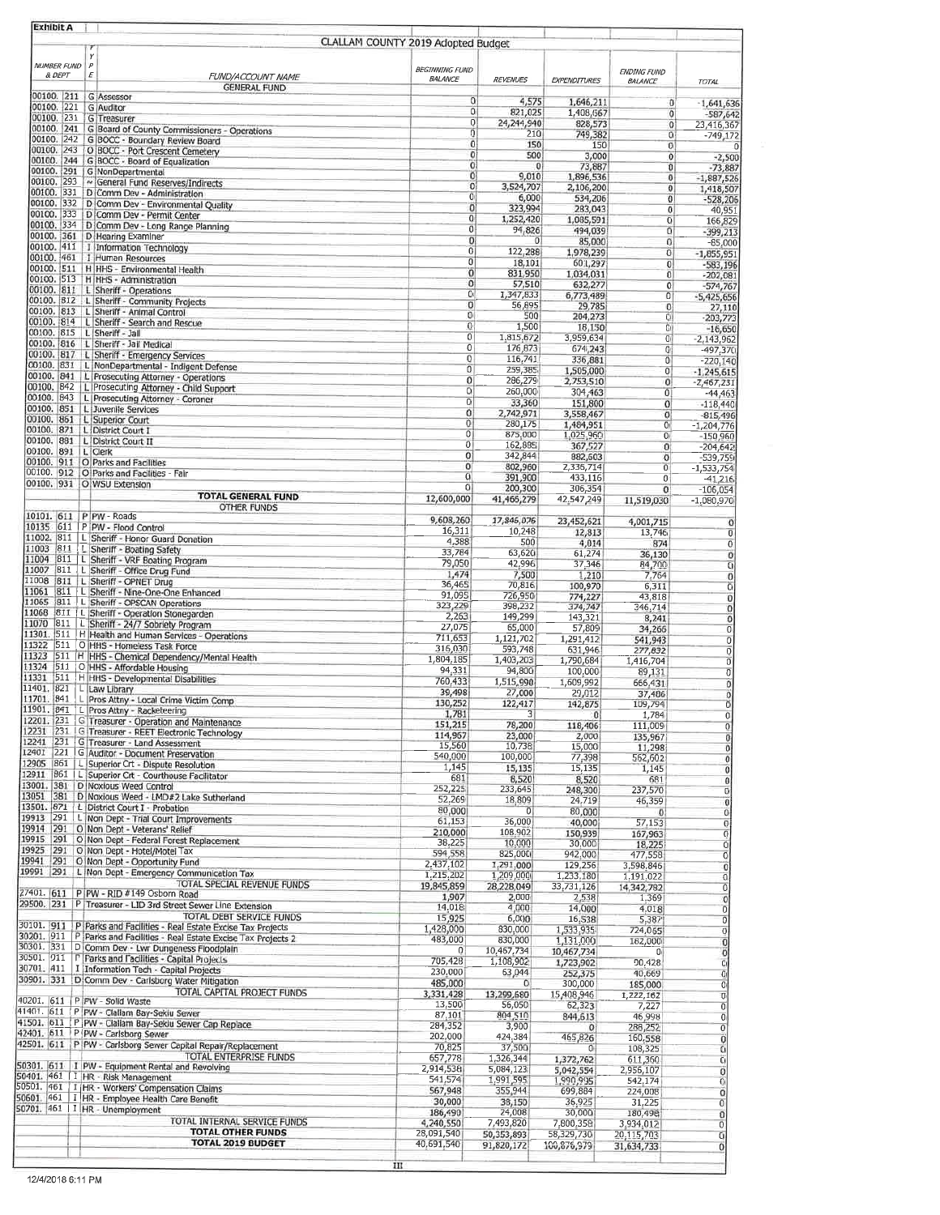**Exhibit A**

## CLALLAM COUNTY 2019 Adopted Budget

| NUMBER FUND & DEPT | | TYPE | FUND/ACCOUNT NAME | BEGINNING FUND BALANCE | REVENUES | EXPENDITURES | ENDING FUND BALANCE | TOTAL |
|---|---|---|---|---|---|---|---|---|
| | | | **GENERAL FUND** | | | | | |
| 00100. | 211 | G | Assessor | 0 | 4,575 | 1,646,211 | 0 | -1,641,636 |
| 00100. | 221 | G | Auditor | 0 | 821,025 | 1,408,667 | 0 | -587,642 |
| 00100. | 231 | G | Treasurer | 0 | 24,244,940 | 828,573 | 0 | 23,416,367 |
| 00100. | 241 | G | Board of County Commissioners - Operations | 0 | 210 | 749,382 | 0 | -749,172 |
| 00100. | 242 | G | BOCC - Boundary Review Board | 0 | 150 | 150 | 0 | 0 |
| 00100. | 243 | O | BOCC - Port Crescent Cemetery | 0 | 500 | 3,000 | 0 | -2,500 |
| 00100. | 244 | G | BOCC - Board of Equalization | 0 | 0 | 73,887 | 0 | -73,887 |
| 00100. | 291 | G | NonDepartmental | 0 | 9,010 | 1,896,536 | 0 | -1,887,526 |
| 00100. | 293 | ~ | General Fund Reserves/Indirects | 0 | 3,524,707 | 2,106,200 | 0 | 1,418,507 |
| 00100. | 331 | D | Comm Dev - Administration | 0 | 6,000 | 534,206 | 0 | -528,206 |
| 00100. | 332 | D | Comm Dev - Environmental Quality | 0 | 323,994 | 283,043 | 0 | 40,951 |
| 00100. | 333 | D | Comm Dev - Permit Center | 0 | 1,252,420 | 1,085,591 | 0 | 166,829 |
| 00100. | 334 | D | Comm Dev - Long Range Planning | 0 | 94,826 | 494,039 | 0 | -399,213 |
| 00100. | 361 | D | Hearing Examiner | 0 | 0 | 85,000 | 0 | -85,000 |
| 00100. | 411 | I | Information Technology | 0 | 122,288 | 1,978,239 | 0 | -1,855,951 |
| 00100. | 461 | I | Human Resources | 0 | 18,101 | 601,297 | 0 | -583,196 |
| 00100. | 511 | H | HHS - Environmental Health | 0 | 831,950 | 1,034,031 | 0 | -202,081 |
| 00100. | 513 | H | HHS - Administration | 0 | 57,510 | 632,277 | 0 | -574,767 |
| 00100. | 811 | L | Sheriff - Operations | 0 | 1,347,833 | 6,773,489 | 0 | -5,425,656 |
| 00100. | 812 | L | Sheriff - Community Projects | 0 | 56,895 | 29,785 | 0 | 27,110 |
| 00100. | 813 | L | Sheriff - Animal Control | 0 | 500 | 204,273 | 0 | -203,773 |
| 00100. | 814 | L | Sheriff - Search and Rescue | 0 | 1,500 | 18,150 | 0 | -16,650 |
| 00100. | 815 | L | Sheriff - Jail | 0 | 1,815,672 | 3,959,634 | 0 | -2,143,962 |
| 00100. | 816 | L | Sheriff - Jail Medical | 0 | 176,873 | 674,243 | 0 | -497,370 |
| 00100. | 817 | L | Sheriff - Emergency Services | 0 | 116,741 | 336,881 | 0 | -220,140 |
| 00100. | 831 | L | NonDepartmental - Indigent Defense | 0 | 259,385 | 1,505,000 | 0 | -1,245,615 |
| 00100. | 841 | L | Prosecuting Attorney - Operations | 0 | 286,279 | 2,753,510 | 0 | -2,467,231 |
| 00100. | 842 | L | Prosecuting Attorney - Child Support | 0 | 260,000 | 304,463 | 0 | -44,463 |
| 00100. | 843 | L | Prosecuting Attorney - Coroner | 0 | 33,360 | 151,800 | 0 | -118,440 |
| 00100. | 851 | L | Juvenile Services | 0 | 2,742,971 | 3,558,467 | 0 | -815,496 |
| 00100. | 861 | L | Superior Court | 0 | 280,175 | 1,484,951 | 0 | -1,204,776 |
| 00100. | 871 | L | District Court I | 0 | 875,000 | 1,025,960 | 0 | -150,960 |
| 00100. | 881 | L | District Court II | 0 | 162,885 | 367,527 | 0 | -204,642 |
| 00100. | 891 | L | Clerk | 0 | 342,844 | 882,603 | 0 | -539,759 |
| 00100. | 911 | O | Parks and Facilities | 0 | 802,960 | 2,336,714 | 0 | -1,533,754 |
| 00100. | 912 | O | Parks and Facilities - Fair | 0 | 391,900 | 433,116 | 0 | -41,216 |
| 00100. | 931 | O | WSU Extension | 0 | 200,300 | 306,354 | 0 | -106,054 |
| | | | **TOTAL GENERAL FUND** | 12,600,000 | 41,466,279 | 42,547,249 | 11,519,030 | -1,080,970 |
| | | | OTHER FUNDS | | | | | |
| 10101. | 611 | P | PW - Roads | 9,608,260 | 17,846,076 | 23,452,621 | 4,001,715 | 0 |
| 10135 | 611 | P | PW - Flood Control | 16,311 | 10,248 | 12,813 | 13,746 | 0 |
| 11002. | 811 | L | Sheriff - Honor Guard Donation | 4,388 | 500 | 4,014 | 874 | 0 |
| 11003 | 811 | L | Sheriff - Boating Safety | 33,784 | 63,620 | 61,274 | 36,130 | 0 |
| 11004 | 811 | L | Sheriff - VRF Boating Program | 79,050 | 42,996 | 37,346 | 84,700 | 0 |
| 11007 | 811 | L | Sheriff - Office Drug Fund | 1,474 | 7,500 | 1,210 | 7,764 | 0 |
| 11008 | 811 | L | Sheriff - OPNET Drug | 36,465 | 70,816 | 100,970 | 6,311 | 0 |
| 11061 | 811 | L | Sheriff - Nine-One-One Enhanced | 91,095 | 726,950 | 774,227 | 43,818 | 0 |
| 11065 | 811 | L | Sheriff - OPSCAN Operations | 323,229 | 398,232 | 374,747 | 346,714 | 0 |
| 11068 | 811 | L | Sheriff - Operation Stonegarden | 2,263 | 149,299 | 143,321 | 8,241 | 0 |
| 11070 | 811 | L | Sheriff - 24/7 Sobriety Program | 27,075 | 65,000 | 57,809 | 34,266 | 0 |
| 11301. | 511 | H | Health and Human Services - Operations | 711,653 | 1,121,702 | 1,291,412 | 541,943 | 0 |
| 11322 | 511 | O | HHS - Homeless Task Force | 316,030 | 593,748 | 631,946 | 277,832 | 0 |
| 11323 | 511 | H | HHS - Chemical Dependency/Mental Health | 1,804,185 | 1,403,203 | 1,790,684 | 1,416,704 | 0 |
| 11324 | 511 | O | HHS - Affordable Housing | 94,331 | 94,800 | 100,000 | 89,131 | 0 |
| 11331 | 511 | H | HHS - Developmental Disabilities | 760,433 | 1,515,990 | 1,609,992 | 666,431 | 0 |
| 11401. | 821 | L | Law Library | 39,498 | 27,000 | 29,012 | 37,486 | 0 |
| 11701. | 841 | L | Pros Attny - Local Crime Victim Comp | 130,252 | 122,417 | 142,875 | 109,794 | 0 |
| 11801. | 841 | L | Pros Attny - Racketeering | 1,781 | 3 | 0 | 1,784 | 0 |
| 12201. | 231 | G | Treasurer - Operation and Maintenance | 151,215 | 78,200 | 118,406 | 111,009 | 0 |
| 12231 | 231 | G | Treasurer - REET Electronic Technology | 114,967 | 23,000 | 2,000 | 135,967 | 0 |
| 12241 | 231 | G | Treasurer - Land Assessment | 15,560 | 10,738 | 15,000 | 11,298 | 0 |
| 12401 | 221 | G | Auditor - Document Preservation | 540,000 | 100,000 | 77,398 | 562,602 | 0 |
| 12905 | 861 | L | Superior Crt - Dispute Resolution | 1,145 | 15,135 | 15,135 | 1,145 | 0 |
| 12911 | 861 | L | Superior Crt - Courthouse Facilitator | 681 | 8,520 | 8,520 | 681 | 0 |
| 13001. | 381 | D | Noxious Weed Control | 252,225 | 233,645 | 248,300 | 237,570 | 0 |
| 13051 | 381 | D | Noxious Weed - LMD#2 Lake Sutherland | 52,269 | 18,809 | 24,719 | 46,359 | 0 |
| 13501. | 871 | L | District Court I - Probation | 80,000 | 0 | 80,000 | 0 | 0 |
| 19913 | 291 | L | Non Dept - Trial Court Improvements | 61,153 | 36,000 | 40,000 | 57,153 | 0 |
| 19914 | 291 | O | Non Dept - Veterans' Relief | 210,000 | 108,902 | 150,939 | 167,963 | 0 |
| 19915 | 291 | O | Non Dept - Federal Forest Replacement | 38,225 | 10,000 | 30,000 | 18,225 | 0 |
| 19925 | 291 | O | Non Dept - Hotel/Motel Tax | 594,558 | 825,000 | 942,000 | 477,558 | 0 |
| 19941 | 291 | O | Non Dept - Opportunity Fund | 2,437,102 | 1,291,000 | 129,256 | 3,598,846 | 0 |
| 19991 | 291 | L | Non Dept - Emergency Communication Tax | 1,215,202 | 1,209,000 | 1,233,180 | 1,191,022 | 0 |
| | | | TOTAL SPECIAL REVENUE FUNDS | 19,845,859 | 28,228,049 | 33,731,126 | 14,342,782 | 0 |
| 27401. | 611 | P | PW - RID #149 Osborn Road | 1,907 | 2,000 | 2,538 | 1,369 | 0 |
| 29500. | 231 | P | Treasurer - LID 3rd Street Sewer Line Extension | 14,018 | 4,000 | 14,000 | 4,018 | 0 |
| | | | TOTAL DEBT SERVICE FUNDS | 15,925 | 6,000 | 16,538 | 5,387 | 0 |
| 30101. | 911 | P | Parks and Facilities - Real Estate Excise Tax Projects | 1,428,000 | 830,000 | 1,533,935 | 724,065 | 0 |
| 30201. | 911 | P | Parks and Facilities - Real Estate Excise Tax Projects 2 | 483,000 | 830,000 | 1,131,000 | 182,000 | 0 |
| 30301. | 331 | D | Comm Dev - Lwr Dungeness Floodplain | 0 | 10,467,734 | 10,467,734 | 0 | 0 |
| 30501. | 911 | P | Parks and Facilities - Capital Projects | 705,428 | 1,108,902 | 1,723,902 | 90,428 | 0 |
| 30701. | 411 | I | Information Tech - Capital Projects | 230,000 | 63,044 | 252,375 | 40,669 | 0 |
| 30901. | 331 | D | Comm Dev - Carlsborg Water Mitigation | 485,000 | 0 | 300,000 | 185,000 | 0 |
| | | | TOTAL CAPITAL PROJECT FUNDS | 3,331,428 | 13,299,680 | 15,408,946 | 1,222,162 | 0 |
| 40201. | 611 | P | PW - Solid Waste | 13,500 | 56,050 | 62,323 | 7,227 | 0 |
| 41401. | 611 | P | PW - Clallam Bay-Sekiu Sewer | 87,101 | 804,510 | 844,613 | 46,998 | 0 |
| 41501. | 611 | P | PW - Clallam Bay-Sekiu Sewer Cap Replace | 284,352 | 3,900 | 0 | 288,252 | 0 |
| 42401. | 611 | P | PW - Carlsborg Sewer | 202,000 | 424,384 | 465,826 | 160,558 | 0 |
| 42501. | 611 | P | PW - Carlsborg Sewer Capital Repair/Replacement | 70,825 | 37,500 | 0 | 108,325 | 0 |
| | | | TOTAL ENTERPRISE FUNDS | 657,778 | 1,326,344 | 1,372,762 | 611,360 | 0 |
| 50301. | 611 | I | PW - Equipment Rental and Revolving | 2,914,538 | 5,084,123 | 5,042,554 | 2,956,107 | 0 |
| 50401. | 461 | I | HR - Risk Management | 541,574 | 1,991,595 | 1,990,995 | 542,174 | 0 |
| 50501. | 461 | I | HR - Workers' Compensation Claims | 567,948 | 355,944 | 699,884 | 224,008 | 0 |
| 50601. | 461 | I | HR - Employee Health Care Benefit | 30,000 | 38,150 | 36,925 | 31,225 | 0 |
| 50701. | 461 | I | HR - Unemployment | 186,490 | 24,008 | 30,000 | 180,498 | 0 |
| | | | TOTAL INTERNAL SERVICE FUNDS | 4,240,550 | 7,493,820 | 7,800,358 | 3,934,012 | 0 |
| | | | **TOTAL OTHER FUNDS** | 28,091,540 | 50,353,893 | 58,329,730 | 20,115,703 | 0 |
| | | | **TOTAL 2019 BUDGET** | 40,691,540 | 91,820,172 | 100,876,979 | 31,634,733 | 0 |

III

12/4/2018 6:11 PM